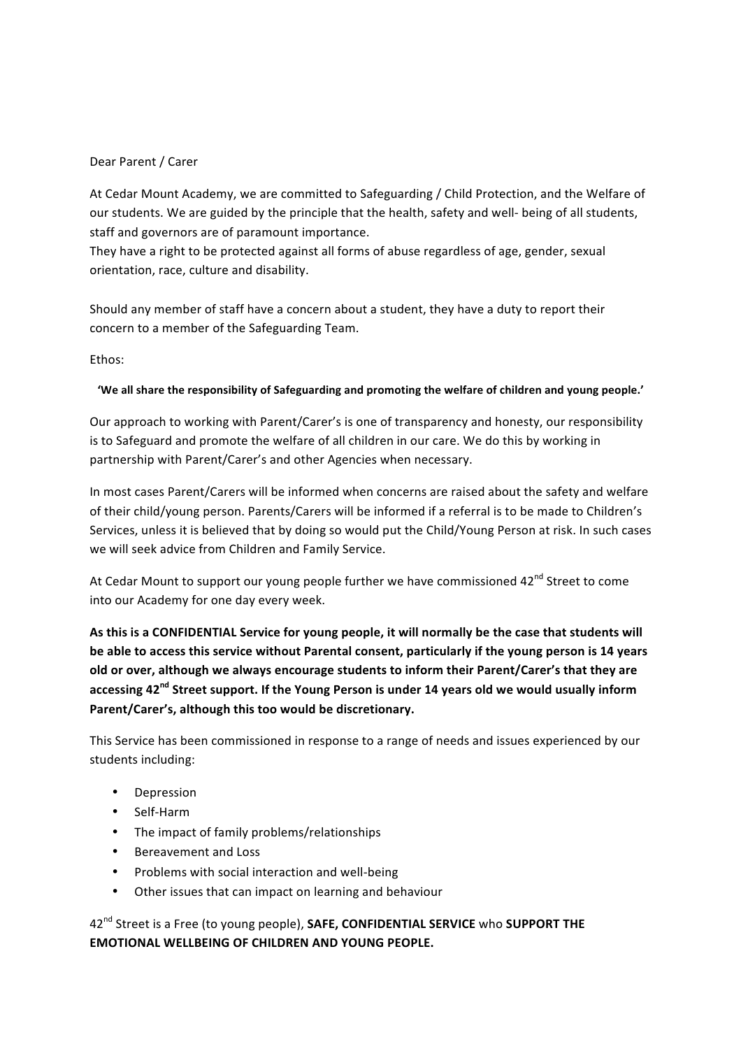Dear Parent / Carer

At Cedar Mount Academy, we are committed to Safeguarding / Child Protection, and the Welfare of our students. We are guided by the principle that the health, safety and well- being of all students, staff and governors are of paramount importance.
They have a right to be protected against all forms of abuse regardless of age, gender, sexual orientation, race, culture and disability.

Should any member of staff have a concern about a student, they have a duty to report their concern to a member of the Safeguarding Team.

Ethos:

**'We all share the responsibility of Safeguarding and promoting the welfare of children and young people.'**

Our approach to working with Parent/Carer's is one of transparency and honesty, our responsibility is to Safeguard and promote the welfare of all children in our care. We do this by working in partnership with Parent/Carer's and other Agencies when necessary.

In most cases Parent/Carers will be informed when concerns are raised about the safety and welfare of their child/young person. Parents/Carers will be informed if a referral is to be made to Children's Services, unless it is believed that by doing so would put the Child/Young Person at risk. In such cases we will seek advice from Children and Family Service.

At Cedar Mount to support our young people further we have commissioned 42nd Street to come into our Academy for one day every week.

**As this is a CONFIDENTIAL Service for young people, it will normally be the case that students will be able to access this service without Parental consent, particularly if the young person is 14 years old or over, although we always encourage students to inform their Parent/Carer's that they are accessing 42nd Street support. If the Young Person is under 14 years old we would usually inform Parent/Carer's, although this too would be discretionary.**

This Service has been commissioned in response to a range of needs and issues experienced by our students including:

- Depression
- Self-Harm
- The impact of family problems/relationships
- Bereavement and Loss
- Problems with social interaction and well-being
- Other issues that can impact on learning and behaviour

42nd Street is a Free (to young people), **SAFE, CONFIDENTIAL SERVICE** who **SUPPORT THE EMOTIONAL WELLBEING OF CHILDREN AND YOUNG PEOPLE.**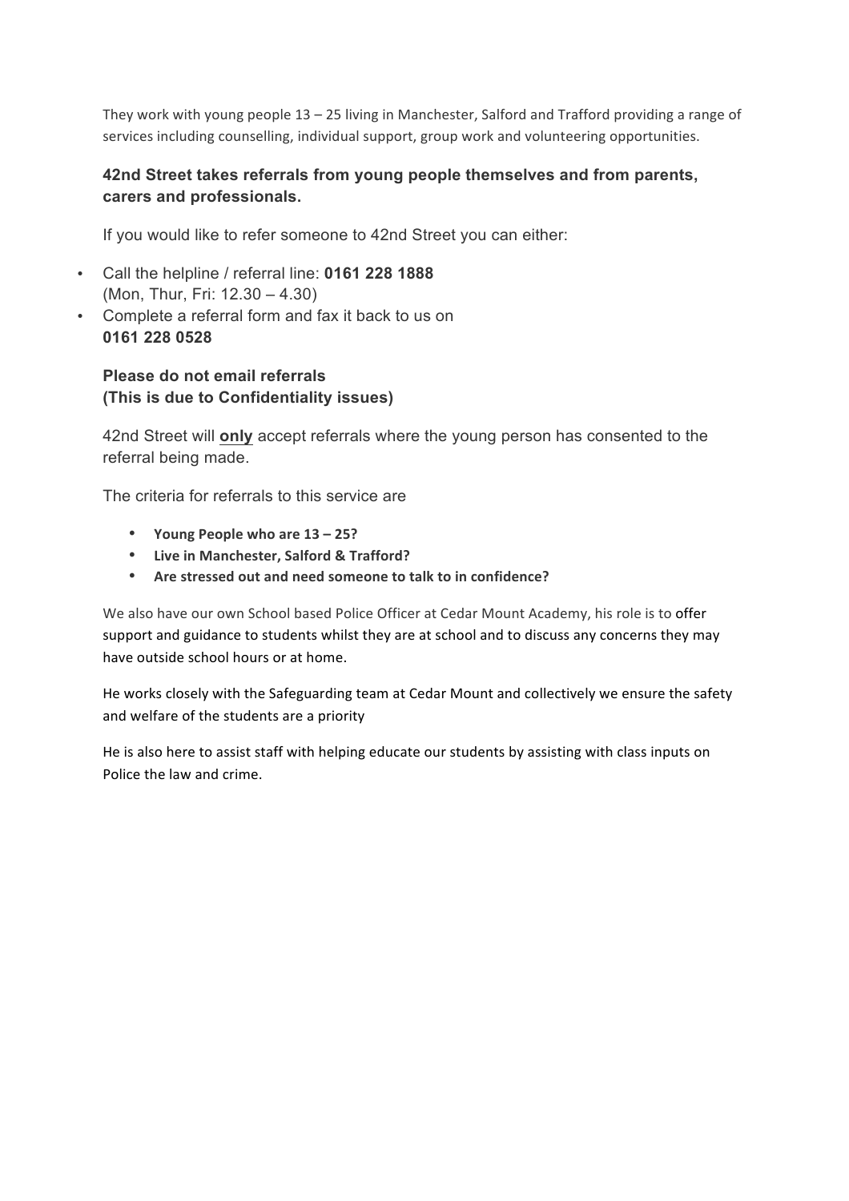They work with young people 13 – 25 living in Manchester, Salford and Trafford providing a range of services including counselling, individual support, group work and volunteering opportunities.

**42nd Street takes referrals from young people themselves and from parents, carers and professionals.**

If you would like to refer someone to 42nd Street you can either:

- Call the helpline / referral line: **0161 228 1888** (Mon, Thur, Fri: 12.30 – 4.30)
- Complete a referral form and fax it back to us on **0161 228 0528**

**Please do not email referrals**
**(This is due to Confidentiality issues)**

42nd Street will **only** accept referrals where the young person has consented to the referral being made.

The criteria for referrals to this service are

- **Young People who are 13 – 25?**
- **Live in Manchester, Salford & Trafford?**
- **Are stressed out and need someone to talk to in confidence?**

We also have our own School based Police Officer at Cedar Mount Academy, his role is to offer support and guidance to students whilst they are at school and to discuss any concerns they may have outside school hours or at home.

He works closely with the Safeguarding team at Cedar Mount and collectively we ensure the safety and welfare of the students are a priority

He is also here to assist staff with helping educate our students by assisting with class inputs on Police the law and crime.